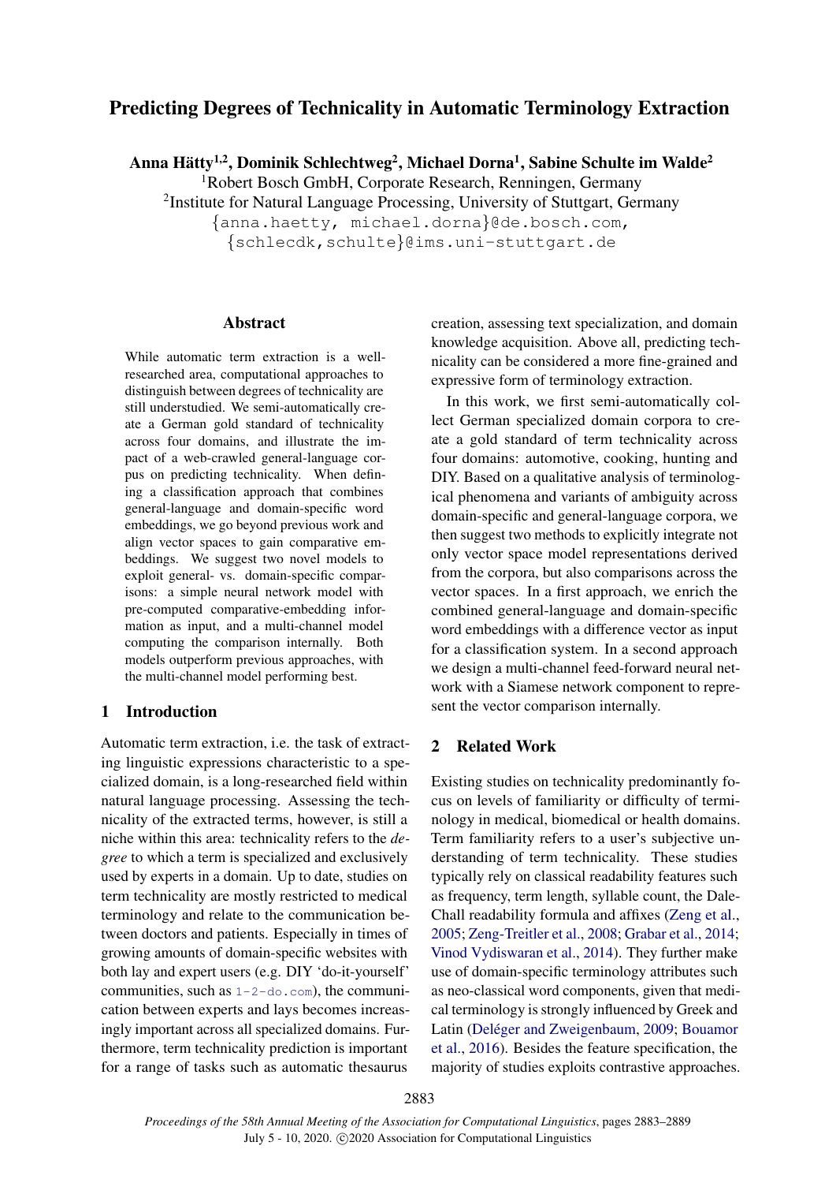# Predicting Degrees of Technicality in Automatic Terminology Extraction

**Anna Hätty[1,2], Dominik Schlechtweg[2], Michael Dorna[1], Sabine Schulte im Walde[2]**

[1]Robert Bosch GmbH, Corporate Research, Renningen, Germany

[2]Institute for Natural Language Processing, University of Stuttgart, Germany

{anna.haetty, michael.dorna}@de.bosch.com,
{schlecdk,schulte}@ims.uni-stuttgart.de

## Abstract

While automatic term extraction is a well-researched area, computational approaches to distinguish between degrees of technicality are still understudied. We semi-automatically create a German gold standard of technicality across four domains, and illustrate the impact of a web-crawled general-language corpus on predicting technicality. When defining a classification approach that combines general-language and domain-specific word embeddings, we go beyond previous work and align vector spaces to gain comparative embeddings. We suggest two novel models to exploit general- vs. domain-specific comparisons: a simple neural network model with pre-computed comparative-embedding information as input, and a multi-channel model computing the comparison internally. Both models outperform previous approaches, with the multi-channel model performing best.

## 1 Introduction

Automatic term extraction, i.e. the task of extracting linguistic expressions characteristic to a specialized domain, is a long-researched field within natural language processing. Assessing the technicality of the extracted terms, however, is still a niche within this area: technicality refers to the *degree* to which a term is specialized and exclusively used by experts in a domain. Up to date, studies on term technicality are mostly restricted to medical terminology and relate to the communication between doctors and patients. Especially in times of growing amounts of domain-specific websites with both lay and expert users (e.g. DIY 'do-it-yourself' communities, such as 1-2-do.com), the communication between experts and lays becomes increasingly important across all specialized domains. Furthermore, term technicality prediction is important for a range of tasks such as automatic thesaurus creation, assessing text specialization, and domain knowledge acquisition. Above all, predicting technicality can be considered a more fine-grained and expressive form of terminology extraction.

In this work, we first semi-automatically collect German specialized domain corpora to create a gold standard of term technicality across four domains: automotive, cooking, hunting and DIY. Based on a qualitative analysis of terminological phenomena and variants of ambiguity across domain-specific and general-language corpora, we then suggest two methods to explicitly integrate not only vector space model representations derived from the corpora, but also comparisons across the vector spaces. In a first approach, we enrich the combined general-language and domain-specific word embeddings with a difference vector as input for a classification system. In a second approach we design a multi-channel feed-forward neural network with a Siamese network component to represent the vector comparison internally.

## 2 Related Work

Existing studies on technicality predominantly focus on levels of familiarity or difficulty of terminology in medical, biomedical or health domains. Term familiarity refers to a user's subjective understanding of term technicality. These studies typically rely on classical readability features such as frequency, term length, syllable count, the Dale-Chall readability formula and affixes (Zeng et al., 2005; Zeng-Treitler et al., 2008; Grabar et al., 2014; Vinod Vydiswaran et al., 2014). They further make use of domain-specific terminology attributes such as neo-classical word components, given that medical terminology is strongly influenced by Greek and Latin (Deléger and Zweigenbaum, 2009; Bouamor et al., 2016). Besides the feature specification, the majority of studies exploits contrastive approaches.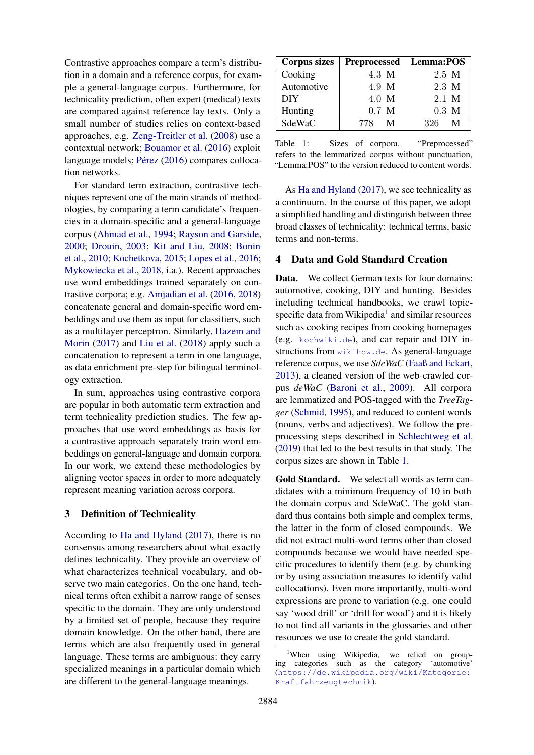Contrastive approaches compare a term's distribution in a domain and a reference corpus, for example a general-language corpus. Furthermore, for technicality prediction, often expert (medical) texts are compared against reference lay texts. Only a small number of studies relies on context-based approaches, e.g. Zeng-Treitler et al. (2008) use a contextual network; Bouamor et al. (2016) exploit language models; Pérez (2016) compares collocation networks.

For standard term extraction, contrastive techniques represent one of the main strands of methodologies, by comparing a term candidate's frequencies in a domain-specific and a general-language corpus (Ahmad et al., 1994; Rayson and Garside, 2000; Drouin, 2003; Kit and Liu, 2008; Bonin et al., 2010; Kochetkova, 2015; Lopes et al., 2016; Mykowiecka et al., 2018, i.a.). Recent approaches use word embeddings trained separately on contrastive corpora; e.g. Amjadian et al. (2016, 2018) concatenate general and domain-specific word embeddings and use them as input for classifiers, such as a multilayer perceptron. Similarly, Hazem and Morin (2017) and Liu et al. (2018) apply such a concatenation to represent a term in one language, as data enrichment pre-step for bilingual terminology extraction.

In sum, approaches using contrastive corpora are popular in both automatic term extraction and term technicality prediction studies. The few approaches that use word embeddings as basis for a contrastive approach separately train word embeddings on general-language and domain corpora. In our work, we extend these methodologies by aligning vector spaces in order to more adequately represent meaning variation across corpora.

## 3 Definition of Technicality

According to Ha and Hyland (2017), there is no consensus among researchers about what exactly defines technicality. They provide an overview of what characterizes technical vocabulary, and observe two main categories. On the one hand, technical terms often exhibit a narrow range of senses specific to the domain. They are only understood by a limited set of people, because they require domain knowledge. On the other hand, there are terms which are also frequently used in general language. These terms are ambiguous: they carry specialized meanings in a particular domain which are different to the general-language meanings.

| Corpus sizes | Preprocessed | Lemma:POS |
|---|---|---|
| Cooking | 4.3 M | 2.5 M |
| Automotive | 4.9 M | 2.3 M |
| DIY | 4.0 M | 2.1 M |
| Hunting | 0.7 M | 0.3 M |
| SdeWaC | 778 M | 326 M |

Table 1: Sizes of corpora. "Preprocessed" refers to the lemmatized corpus without punctuation, "Lemma:POS" to the version reduced to content words.

As Ha and Hyland (2017), we see technicality as a continuum. In the course of this paper, we adopt a simplified handling and distinguish between three broad classes of technicality: technical terms, basic terms and non-terms.

## 4 Data and Gold Standard Creation

**Data.** We collect German texts for four domains: automotive, cooking, DIY and hunting. Besides including technical handbooks, we crawl topic-specific data from Wikipedia[1] and similar resources such as cooking recipes from cooking homepages (e.g. `kochwiki.de`), and car repair and DIY instructions from `wikihow.de`. As general-language reference corpus, we use *SdeWaC* (Faaß and Eckart, 2013), a cleaned version of the web-crawled corpus *deWaC* (Baroni et al., 2009). All corpora are lemmatized and POS-tagged with the *TreeTagger* (Schmid, 1995), and reduced to content words (nouns, verbs and adjectives). We follow the preprocessing steps described in Schlechtweg et al. (2019) that led to the best results in that study. The corpus sizes are shown in Table 1.

**Gold Standard.** We select all words as term candidates with a minimum frequency of 10 in both the domain corpus and SdeWaC. The gold standard thus contains both simple and complex terms, the latter in the form of closed compounds. We did not extract multi-word terms other than closed compounds because we would have needed specific procedures to identify them (e.g. by chunking or by using association measures to identify valid collocations). Even more importantly, multi-word expressions are prone to variation (e.g. one could say 'wood drill' or 'drill for wood') and it is likely to not find all variants in the glossaries and other resources we use to create the gold standard.

[1] When using Wikipedia, we relied on grouping categories such as the category 'automotive' (`https://de.wikipedia.org/wiki/Kategorie:Kraftfahrzeugtechnik`).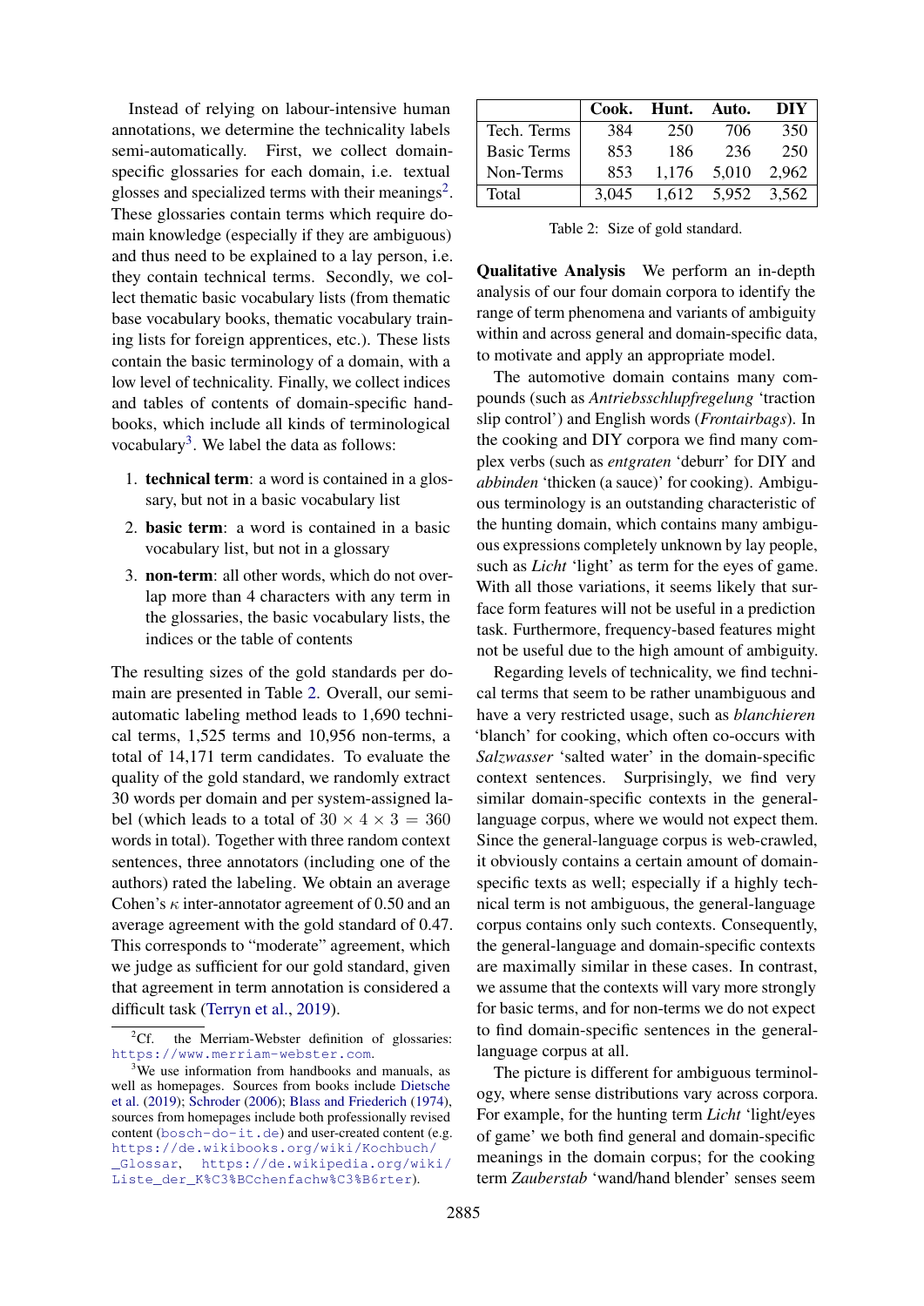Instead of relying on labour-intensive human annotations, we determine the technicality labels semi-automatically. First, we collect domain-specific glossaries for each domain, i.e. textual glosses and specialized terms with their meanings[2]. These glossaries contain terms which require domain knowledge (especially if they are ambiguous) and thus need to be explained to a lay person, i.e. they contain technical terms. Secondly, we collect thematic basic vocabulary lists (from thematic base vocabulary books, thematic vocabulary training lists for foreign apprentices, etc.). These lists contain the basic terminology of a domain, with a low level of technicality. Finally, we collect indices and tables of contents of domain-specific handbooks, which include all kinds of terminological vocabulary[3]. We label the data as follows:

1. **technical term**: a word is contained in a glossary, but not in a basic vocabulary list
2. **basic term**: a word is contained in a basic vocabulary list, but not in a glossary
3. **non-term**: all other words, which do not overlap more than 4 characters with any term in the glossaries, the basic vocabulary lists, the indices or the table of contents

The resulting sizes of the gold standards per domain are presented in Table 2. Overall, our semi-automatic labeling method leads to 1,690 technical terms, 1,525 terms and 10,956 non-terms, a total of 14,171 term candidates. To evaluate the quality of the gold standard, we randomly extract 30 words per domain and per system-assigned label (which leads to a total of $30 \times 4 \times 3 = 360$ words in total). Together with three random context sentences, three annotators (including one of the authors) rated the labeling. We obtain an average Cohen's $\kappa$ inter-annotator agreement of 0.50 and an average agreement with the gold standard of 0.47. This corresponds to "moderate" agreement, which we judge as sufficient for our gold standard, given that agreement in term annotation is considered a difficult task (Terryn et al., 2019).

[2] Cf. the Merriam-Webster definition of glossaries: https://www.merriam-webster.com.

[3] We use information from handbooks and manuals, as well as homepages. Sources from books include Dietsche et al. (2019); Schroder (2006); Blass and Friederich (1974), sources from homepages include both professionally revised content (bosch-do-it.de) and user-created content (e.g. https://de.wikibooks.org/wiki/Kochbuch/_Glossar, https://de.wikipedia.org/wiki/Liste_der_K%C3%BCchenfachw%C3%B6rter).

| | Cook. | Hunt. | Auto. | DIY |
|---|---|---|---|---|
| Tech. Terms | 384 | 250 | 706 | 350 |
| Basic Terms | 853 | 186 | 236 | 250 |
| Non-Terms | 853 | 1,176 | 5,010 | 2,962 |
| Total | 3,045 | 1,612 | 5,952 | 3,562 |

Table 2: Size of gold standard.

**Qualitative Analysis** We perform an in-depth analysis of our four domain corpora to identify the range of term phenomena and variants of ambiguity within and across general and domain-specific data, to motivate and apply an appropriate model.

The automotive domain contains many compounds (such as *Antriebsschlupfregelung* 'traction slip control') and English words (*Frontairbags*). In the cooking and DIY corpora we find many complex verbs (such as *entgraten* 'deburr' for DIY and *abbinden* 'thicken (a sauce)' for cooking). Ambiguous terminology is an outstanding characteristic of the hunting domain, which contains many ambiguous expressions completely unknown by lay people, such as *Licht* 'light' as term for the eyes of game. With all those variations, it seems likely that surface form features will not be useful in a prediction task. Furthermore, frequency-based features might not be useful due to the high amount of ambiguity.

Regarding levels of technicality, we find technical terms that seem to be rather unambiguous and have a very restricted usage, such as *blanchieren* 'blanch' for cooking, which often co-occurs with *Salzwasser* 'salted water' in the domain-specific context sentences. Surprisingly, we find very similar domain-specific contexts in the general-language corpus, where we would not expect them. Since the general-language corpus is web-crawled, it obviously contains a certain amount of domain-specific texts as well; especially if a highly technical term is not ambiguous, the general-language corpus contains only such contexts. Consequently, the general-language and domain-specific contexts are maximally similar in these cases. In contrast, we assume that the contexts will vary more strongly for basic terms, and for non-terms we do not expect to find domain-specific sentences in the general-language corpus at all.

The picture is different for ambiguous terminology, where sense distributions vary across corpora. For example, for the hunting term *Licht* 'light/eyes of game' we both find general and domain-specific meanings in the domain corpus; for the cooking term *Zauberstab* 'wand/hand blender' senses seem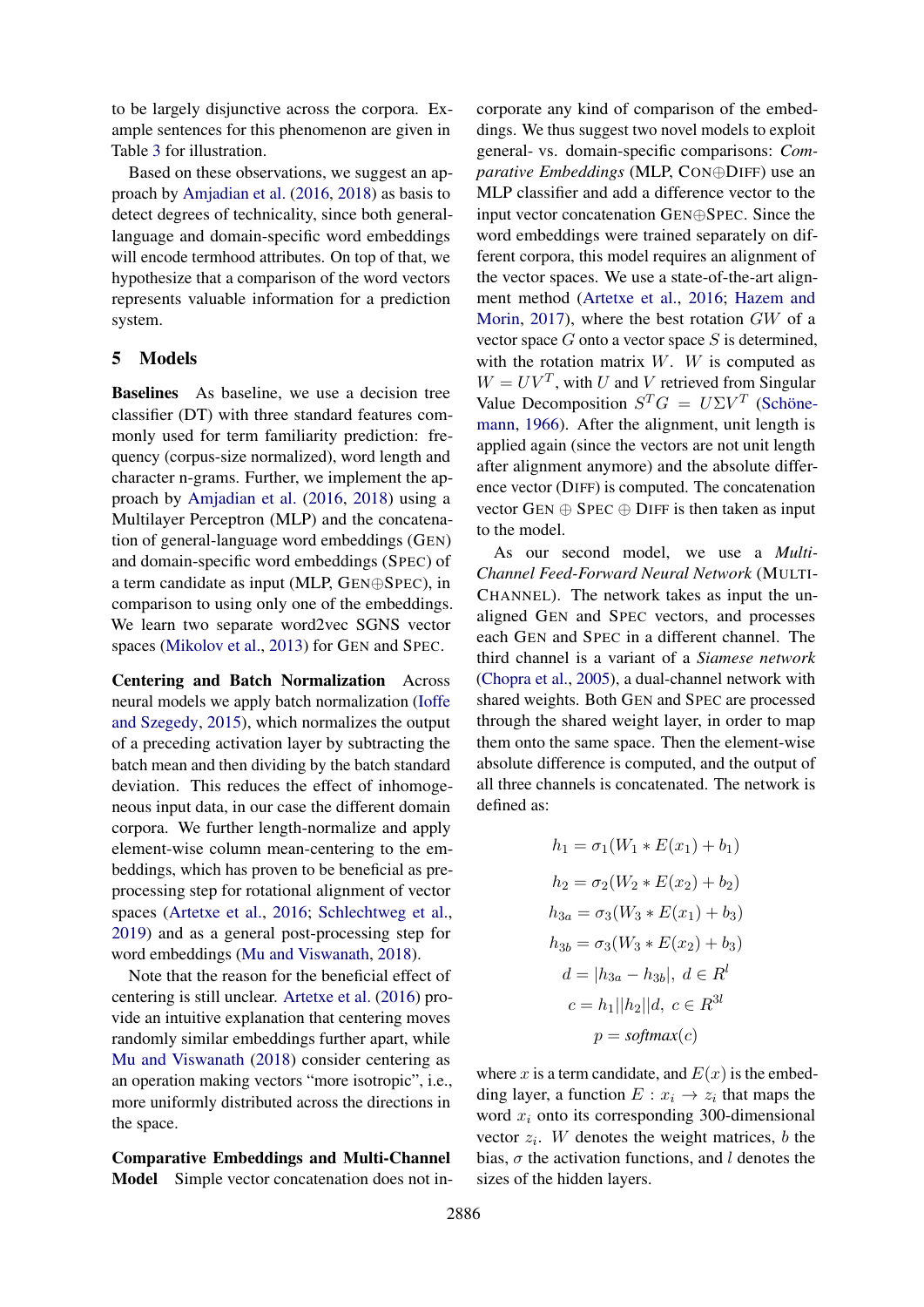to be largely disjunctive across the corpora. Example sentences for this phenomenon are given in Table 3 for illustration.

Based on these observations, we suggest an approach by Amjadian et al. (2016, 2018) as basis to detect degrees of technicality, since both general-language and domain-specific word embeddings will encode termhood attributes. On top of that, we hypothesize that a comparison of the word vectors represents valuable information for a prediction system.

## 5 Models

**Baselines** As baseline, we use a decision tree classifier (DT) with three standard features commonly used for term familiarity prediction: frequency (corpus-size normalized), word length and character n-grams. Further, we implement the approach by Amjadian et al. (2016, 2018) using a Multilayer Perceptron (MLP) and the concatenation of general-language word embeddings (GEN) and domain-specific word embeddings (SPEC) of a term candidate as input (MLP, GEN⊕SPEC), in comparison to using only one of the embeddings. We learn two separate word2vec SGNS vector spaces (Mikolov et al., 2013) for GEN and SPEC.

**Centering and Batch Normalization** Across neural models we apply batch normalization (Ioffe and Szegedy, 2015), which normalizes the output of a preceding activation layer by subtracting the batch mean and then dividing by the batch standard deviation. This reduces the effect of inhomogeneous input data, in our case the different domain corpora. We further length-normalize and apply element-wise column mean-centering to the embeddings, which has proven to be beneficial as preprocessing step for rotational alignment of vector spaces (Artetxe et al., 2016; Schlechtweg et al., 2019) and as a general post-processing step for word embeddings (Mu and Viswanath, 2018).

Note that the reason for the beneficial effect of centering is still unclear. Artetxe et al. (2016) provide an intuitive explanation that centering moves randomly similar embeddings further apart, while Mu and Viswanath (2018) consider centering as an operation making vectors "more isotropic", i.e., more uniformly distributed across the directions in the space.

**Comparative Embeddings and Multi-Channel Model** Simple vector concatenation does not incorporate any kind of comparison of the embeddings. We thus suggest two novel models to exploit general- vs. domain-specific comparisons: *Comparative Embeddings* (MLP, CON⊕DIFF) use an MLP classifier and add a difference vector to the input vector concatenation GEN⊕SPEC. Since the word embeddings were trained separately on different corpora, this model requires an alignment of the vector spaces. We use a state-of-the-art alignment method (Artetxe et al., 2016; Hazem and Morin, 2017), where the best rotation $GW$ of a vector space $G$ onto a vector space $S$ is determined, with the rotation matrix $W$. $W$ is computed as $W = UV^T$, with $U$ and $V$ retrieved from Singular Value Decomposition $S^TG = U\Sigma V^T$ (Schönemann, 1966). After the alignment, unit length is applied again (since the vectors are not unit length after alignment anymore) and the absolute difference vector (DIFF) is computed. The concatenation vector GEN ⊕ SPEC ⊕ DIFF is then taken as input to the model.

As our second model, we use a *Multi-Channel Feed-Forward Neural Network* (MULTI-CHANNEL). The network takes as input the unaligned GEN and SPEC vectors, and processes each GEN and SPEC in a different channel. The third channel is a variant of a *Siamese network* (Chopra et al., 2005), a dual-channel network with shared weights. Both GEN and SPEC are processed through the shared weight layer, in order to map them onto the same space. Then the element-wise absolute difference is computed, and the output of all three channels is concatenated. The network is defined as:

$$h_1 = \sigma_1(W_1 * E(x_1) + b_1)$$

$$h_2 = \sigma_2(W_2 * E(x_2) + b_2)$$

$$h_{3a} = \sigma_3(W_3 * E(x_1) + b_3)$$

$$h_{3b} = \sigma_3(W_3 * E(x_2) + b_3)$$

$$d = |h_{3a} - h_{3b}|, \ d \in R^l$$

$$c = h_1||h_2||d, \ c \in R^{3l}$$

$$p = \mathit{softmax}(c)$$

where $x$ is a term candidate, and $E(x)$ is the embedding layer, a function $E : x_i \to z_i$ that maps the word $x_i$ onto its corresponding 300-dimensional vector $z_i$. $W$ denotes the weight matrices, $b$ the bias, $\sigma$ the activation functions, and $l$ denotes the sizes of the hidden layers.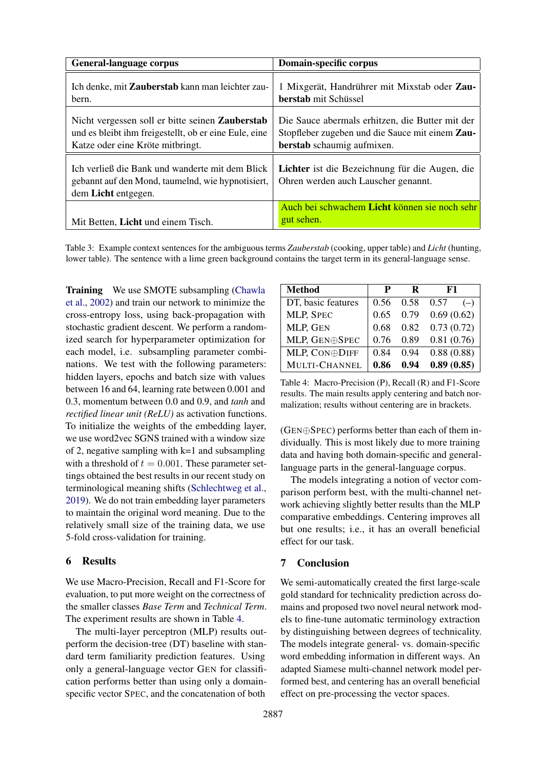| General-language corpus | Domain-specific corpus |
|---|---|
| Ich denke, mit **Zauberstab** kann man leichter zaubern. | 1 Mixgerät, Handrührer mit Mixstab oder **Zauberstab** mit Schüssel |
| Nicht vergessen soll er bitte seinen **Zauberstab** und es bleibt ihm freigestellt, ob er eine Eule, eine Katze oder eine Kröte mitbringt. | Die Sauce abermals erhitzen, die Butter mit der Stopfleber zugeben und die Sauce mit einem **Zauberstab** schaumig aufmixen. |
| Ich verließ die Bank und wanderte mit dem Blick gebannt auf den Mond, taumelnd, wie hypnotisiert, dem **Licht** entgegen. | **Lichter** ist die Bezeichnung für die Augen, die Ohren werden auch Lauscher genannt. |
| Mit Betten, **Licht** und einem Tisch. | Auch bei schwachem **Licht** können sie noch sehr gut sehen. |

Table 3: Example context sentences for the ambiguous terms *Zauberstab* (cooking, upper table) and *Licht* (hunting, lower table). The sentence with a lime green background contains the target term in its general-language sense.

**Training** We use SMOTE subsampling (Chawla et al., 2002) and train our network to minimize the cross-entropy loss, using back-propagation with stochastic gradient descent. We perform a randomized search for hyperparameter optimization for each model, i.e. subsampling parameter combinations. We test with the following parameters: hidden layers, epochs and batch size with values between 16 and 64, learning rate between 0.001 and 0.3, momentum between 0.0 and 0.9, and *tanh* and *rectified linear unit (ReLU)* as activation functions. To initialize the weights of the embedding layer, we use word2vec SGNS trained with a window size of 2, negative sampling with k=1 and subsampling with a threshold of $t = 0.001$. These parameter settings obtained the best results in our recent study on terminological meaning shifts (Schlechtweg et al., 2019). We do not train embedding layer parameters to maintain the original word meaning. Due to the relatively small size of the training data, we use 5-fold cross-validation for training.

## 6 Results

We use Macro-Precision, Recall and F1-Score for evaluation, to put more weight on the correctness of the smaller classes *Base Term* and *Technical Term*. The experiment results are shown in Table 4.

The multi-layer perceptron (MLP) results outperform the decision-tree (DT) baseline with standard term familiarity prediction features. Using only a general-language vector GEN for classification performs better than using only a domain-specific vector SPEC, and the concatenation of both (GEN⊕SPEC) performs better than each of them individually. This is most likely due to more training data and having both domain-specific and general-language parts in the general-language corpus.

| Method | P | R | F1 |
|---|---|---|---|
| DT, basic features | 0.56 | 0.58 | 0.57 (–) |
| MLP, SPEC | 0.65 | 0.79 | 0.69 (0.62) |
| MLP, GEN | 0.68 | 0.82 | 0.73 (0.72) |
| MLP, GEN⊕SPEC | 0.76 | 0.89 | 0.81 (0.76) |
| MLP, CON⊕DIFF | 0.84 | 0.94 | 0.88 (0.88) |
| MULTI-CHANNEL | **0.86** | **0.94** | **0.89 (0.85)** |

Table 4: Macro-Precision (P), Recall (R) and F1-Score results. The main results apply centering and batch normalization; results without centering are in brackets.

The models integrating a notion of vector comparison perform best, with the multi-channel network achieving slightly better results than the MLP comparative embeddings. Centering improves all but one results; i.e., it has an overall beneficial effect for our task.

## 7 Conclusion

We semi-automatically created the first large-scale gold standard for technicality prediction across domains and proposed two novel neural network models to fine-tune automatic terminology extraction by distinguishing between degrees of technicality. The models integrate general- vs. domain-specific word embedding information in different ways. An adapted Siamese multi-channel network model performed best, and centering has an overall beneficial effect on pre-processing the vector spaces.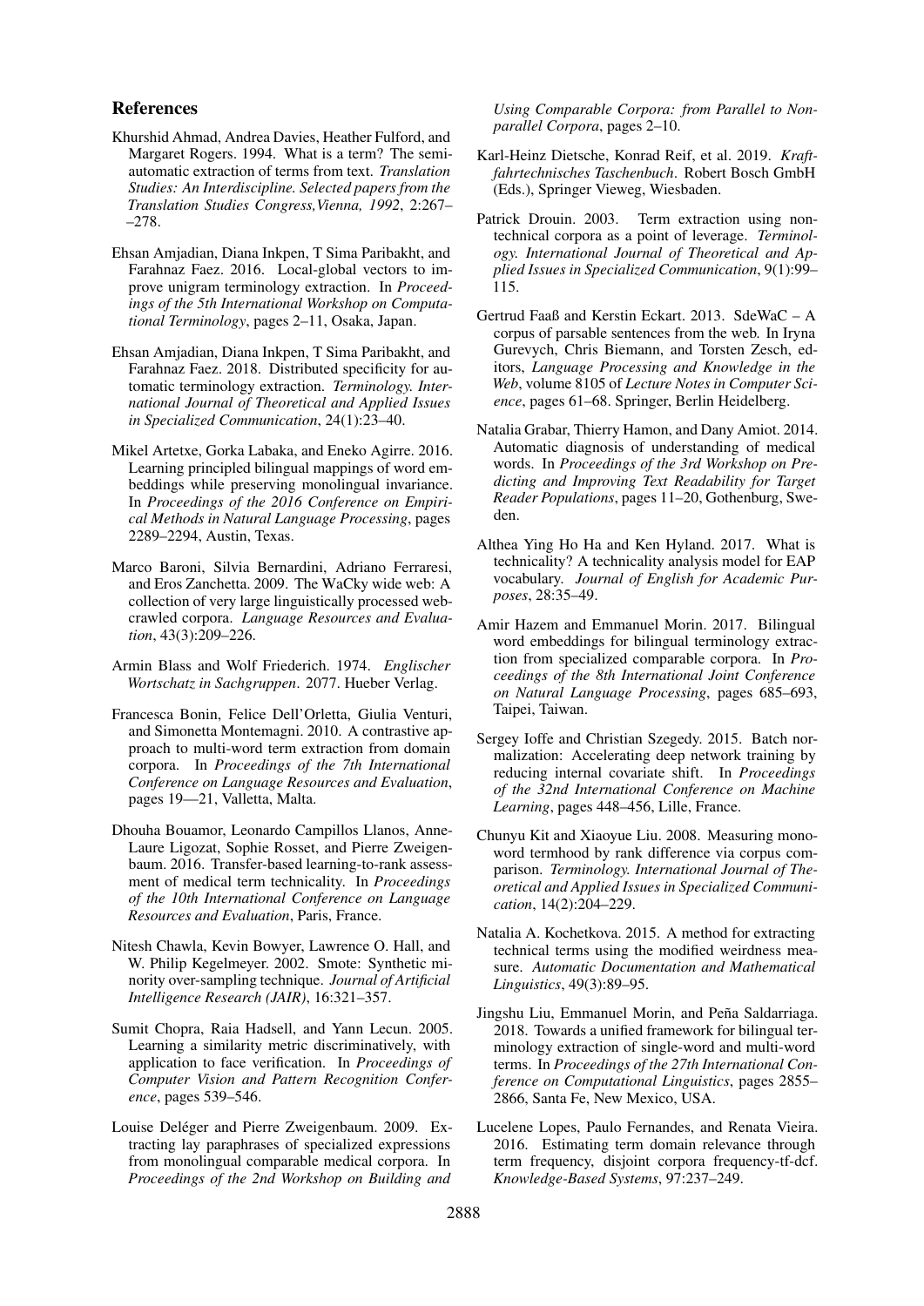## References

Khurshid Ahmad, Andrea Davies, Heather Fulford, and Margaret Rogers. 1994. What is a term? The semi-automatic extraction of terms from text. *Translation Studies: An Interdiscipline. Selected papers from the Translation Studies Congress,Vienna, 1992*, 2:267––278.

Ehsan Amjadian, Diana Inkpen, T Sima Paribakht, and Farahnaz Faez. 2016. Local-global vectors to improve unigram terminology extraction. In *Proceedings of the 5th International Workshop on Computational Terminology*, pages 2–11, Osaka, Japan.

Ehsan Amjadian, Diana Inkpen, T Sima Paribakht, and Farahnaz Faez. 2018. Distributed specificity for automatic terminology extraction. *Terminology. International Journal of Theoretical and Applied Issues in Specialized Communication*, 24(1):23–40.

Mikel Artetxe, Gorka Labaka, and Eneko Agirre. 2016. Learning principled bilingual mappings of word embeddings while preserving monolingual invariance. In *Proceedings of the 2016 Conference on Empirical Methods in Natural Language Processing*, pages 2289–2294, Austin, Texas.

Marco Baroni, Silvia Bernardini, Adriano Ferraresi, and Eros Zanchetta. 2009. The WaCky wide web: A collection of very large linguistically processed web-crawled corpora. *Language Resources and Evaluation*, 43(3):209–226.

Armin Blass and Wolf Friederich. 1974. *Englischer Wortschatz in Sachgruppen*. 2077. Hueber Verlag.

Francesca Bonin, Felice Dell'Orletta, Giulia Venturi, and Simonetta Montemagni. 2010. A contrastive approach to multi-word term extraction from domain corpora. In *Proceedings of the 7th International Conference on Language Resources and Evaluation*, pages 19—21, Valletta, Malta.

Dhouha Bouamor, Leonardo Campillos Llanos, Anne-Laure Ligozat, Sophie Rosset, and Pierre Zweigenbaum. 2016. Transfer-based learning-to-rank assessment of medical term technicality. In *Proceedings of the 10th International Conference on Language Resources and Evaluation*, Paris, France.

Nitesh Chawla, Kevin Bowyer, Lawrence O. Hall, and W. Philip Kegelmeyer. 2002. Smote: Synthetic minority over-sampling technique. *Journal of Artificial Intelligence Research (JAIR)*, 16:321–357.

Sumit Chopra, Raia Hadsell, and Yann Lecun. 2005. Learning a similarity metric discriminatively, with application to face verification. In *Proceedings of Computer Vision and Pattern Recognition Conference*, pages 539–546.

Louise Deléger and Pierre Zweigenbaum. 2009. Extracting lay paraphrases of specialized expressions from monolingual comparable medical corpora. In *Proceedings of the 2nd Workshop on Building and Using Comparable Corpora: from Parallel to Non-parallel Corpora*, pages 2–10.

Karl-Heinz Dietsche, Konrad Reif, et al. 2019. *Kraftfahrtechnisches Taschenbuch*. Robert Bosch GmbH (Eds.), Springer Vieweg, Wiesbaden.

Patrick Drouin. 2003. Term extraction using non-technical corpora as a point of leverage. *Terminology. International Journal of Theoretical and Applied Issues in Specialized Communication*, 9(1):99–115.

Gertrud Faaß and Kerstin Eckart. 2013. SdeWaC – A corpus of parsable sentences from the web. In Iryna Gurevych, Chris Biemann, and Torsten Zesch, editors, *Language Processing and Knowledge in the Web*, volume 8105 of *Lecture Notes in Computer Science*, pages 61–68. Springer, Berlin Heidelberg.

Natalia Grabar, Thierry Hamon, and Dany Amiot. 2014. Automatic diagnosis of understanding of medical words. In *Proceedings of the 3rd Workshop on Predicting and Improving Text Readability for Target Reader Populations*, pages 11–20, Gothenburg, Sweden.

Althea Ying Ho Ha and Ken Hyland. 2017. What is technicality? A technicality analysis model for EAP vocabulary. *Journal of English for Academic Purposes*, 28:35–49.

Amir Hazem and Emmanuel Morin. 2017. Bilingual word embeddings for bilingual terminology extraction from specialized comparable corpora. In *Proceedings of the 8th International Joint Conference on Natural Language Processing*, pages 685–693, Taipei, Taiwan.

Sergey Ioffe and Christian Szegedy. 2015. Batch normalization: Accelerating deep network training by reducing internal covariate shift. In *Proceedings of the 32nd International Conference on Machine Learning*, pages 448–456, Lille, France.

Chunyu Kit and Xiaoyue Liu. 2008. Measuring mono-word termhood by rank difference via corpus comparison. *Terminology. International Journal of Theoretical and Applied Issues in Specialized Communication*, 14(2):204–229.

Natalia A. Kochetkova. 2015. A method for extracting technical terms using the modified weirdness measure. *Automatic Documentation and Mathematical Linguistics*, 49(3):89–95.

Jingshu Liu, Emmanuel Morin, and Peña Saldarriaga. 2018. Towards a unified framework for bilingual terminology extraction of single-word and multi-word terms. In *Proceedings of the 27th International Conference on Computational Linguistics*, pages 2855–2866, Santa Fe, New Mexico, USA.

Lucelene Lopes, Paulo Fernandes, and Renata Vieira. 2016. Estimating term domain relevance through term frequency, disjoint corpora frequency-tf-dcf. *Knowledge-Based Systems*, 97:237–249.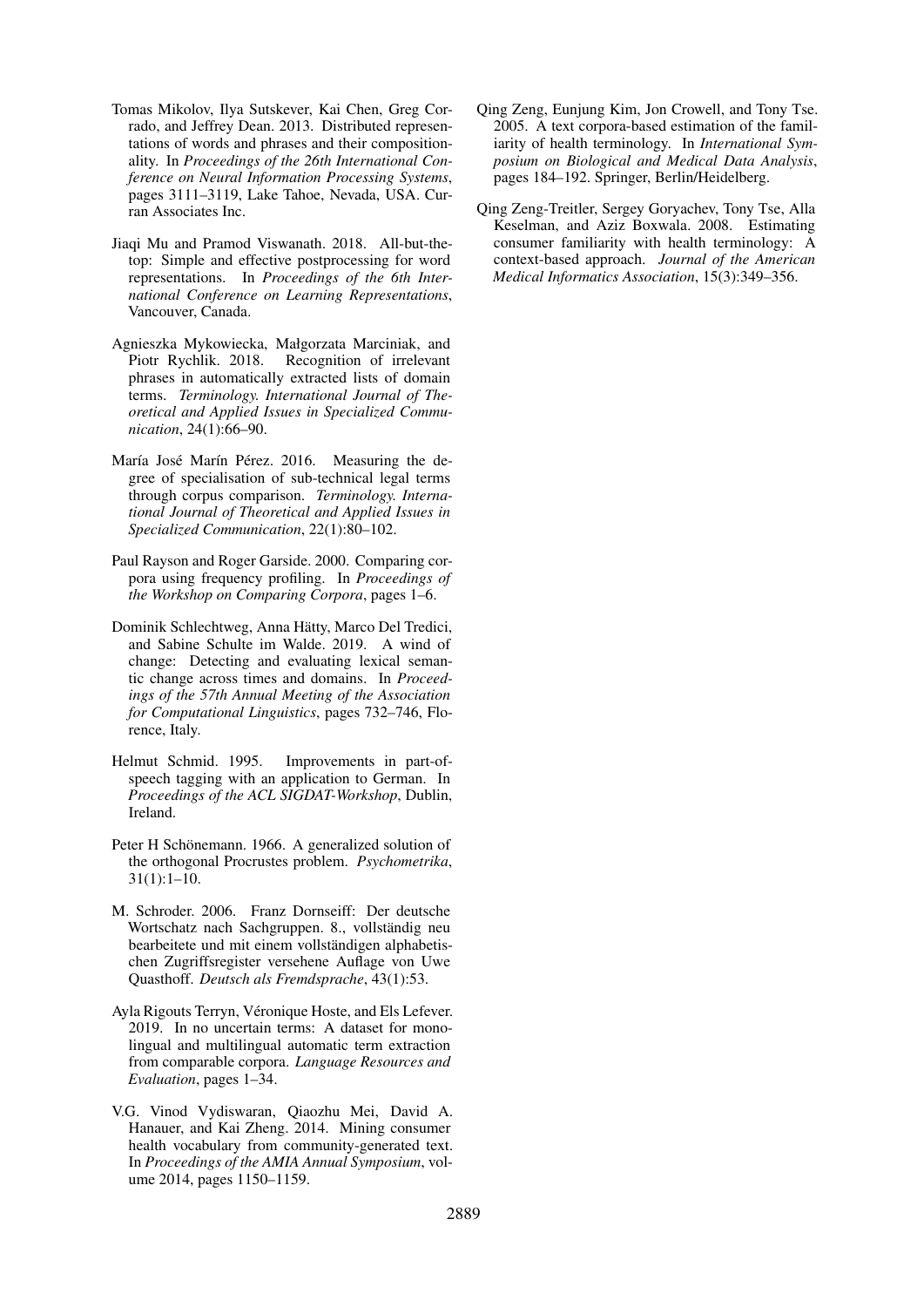Tomas Mikolov, Ilya Sutskever, Kai Chen, Greg Corrado, and Jeffrey Dean. 2013. Distributed representations of words and phrases and their compositionality. In *Proceedings of the 26th International Conference on Neural Information Processing Systems*, pages 3111–3119, Lake Tahoe, Nevada, USA. Curran Associates Inc.

Jiaqi Mu and Pramod Viswanath. 2018. All-but-the-top: Simple and effective postprocessing for word representations. In *Proceedings of the 6th International Conference on Learning Representations*, Vancouver, Canada.

Agnieszka Mykowiecka, Małgorzata Marciniak, and Piotr Rychlik. 2018. Recognition of irrelevant phrases in automatically extracted lists of domain terms. *Terminology. International Journal of Theoretical and Applied Issues in Specialized Communication*, 24(1):66–90.

María José Marín Pérez. 2016. Measuring the degree of specialisation of sub-technical legal terms through corpus comparison. *Terminology. International Journal of Theoretical and Applied Issues in Specialized Communication*, 22(1):80–102.

Paul Rayson and Roger Garside. 2000. Comparing corpora using frequency profiling. In *Proceedings of the Workshop on Comparing Corpora*, pages 1–6.

Dominik Schlechtweg, Anna Hätty, Marco Del Tredici, and Sabine Schulte im Walde. 2019. A wind of change: Detecting and evaluating lexical semantic change across times and domains. In *Proceedings of the 57th Annual Meeting of the Association for Computational Linguistics*, pages 732–746, Florence, Italy.

Helmut Schmid. 1995. Improvements in part-of-speech tagging with an application to German. In *Proceedings of the ACL SIGDAT-Workshop*, Dublin, Ireland.

Peter H Schönemann. 1966. A generalized solution of the orthogonal Procrustes problem. *Psychometrika*, 31(1):1–10.

M. Schroder. 2006. Franz Dornseiff: Der deutsche Wortschatz nach Sachgruppen. 8., vollständig neu bearbeitete und mit einem vollständigen alphabetischen Zugriffsregister versehene Auflage von Uwe Quasthoff. *Deutsch als Fremdsprache*, 43(1):53.

Ayla Rigouts Terryn, Véronique Hoste, and Els Lefever. 2019. In no uncertain terms: A dataset for monolingual and multilingual automatic term extraction from comparable corpora. *Language Resources and Evaluation*, pages 1–34.

V.G. Vinod Vydiswaran, Qiaozhu Mei, David A. Hanauer, and Kai Zheng. 2014. Mining consumer health vocabulary from community-generated text. In *Proceedings of the AMIA Annual Symposium*, volume 2014, pages 1150–1159.

Qing Zeng, Eunjung Kim, Jon Crowell, and Tony Tse. 2005. A text corpora-based estimation of the familiarity of health terminology. In *International Symposium on Biological and Medical Data Analysis*, pages 184–192. Springer, Berlin/Heidelberg.

Qing Zeng-Treitler, Sergey Goryachev, Tony Tse, Alla Keselman, and Aziz Boxwala. 2008. Estimating consumer familiarity with health terminology: A context-based approach. *Journal of the American Medical Informatics Association*, 15(3):349–356.